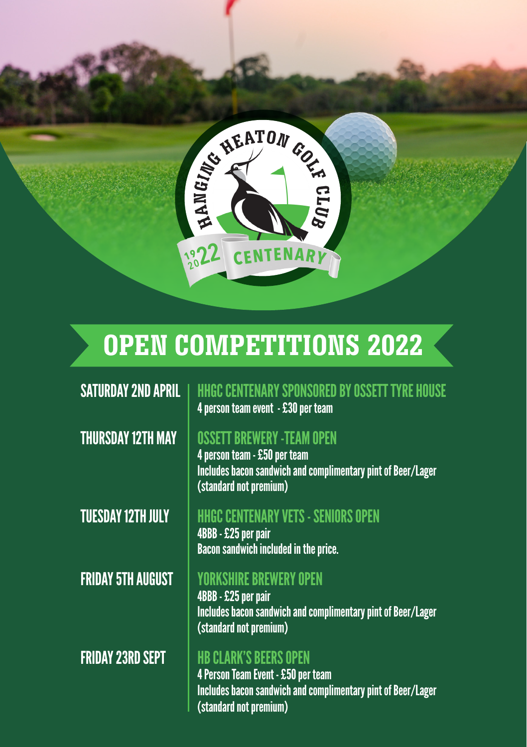HANGING HEATON GOLF CLUB

1922 2022 CENTENARY

# OPEN COMPETITIONS 2022

**SATURDAY 2ND APRIL**

**HHGC CENTENARY SPONSORED BY OSSETT TYRE HOUSE**
4 person team event - £30 per team

**THURSDAY 12TH MAY**

**OSSETT BREWERY -TEAM OPEN**
4 person team - £50 per team
Includes bacon sandwich and complimentary pint of Beer/Lager (standard not premium)

**TUESDAY 12TH JULY**

**HHGC CENTENARY VETS - SENIORS OPEN**
4BBB - £25 per pair
Bacon sandwich included in the price.

**FRIDAY 5TH AUGUST**

**YORKSHIRE BREWERY OPEN**
4BBB - £25 per pair
Includes bacon sandwich and complimentary pint of Beer/Lager (standard not premium)

**FRIDAY 23RD SEPT**

**HB CLARK'S BEERS OPEN**
4 Person Team Event - £50 per team
Includes bacon sandwich and complimentary pint of Beer/Lager (standard not premium)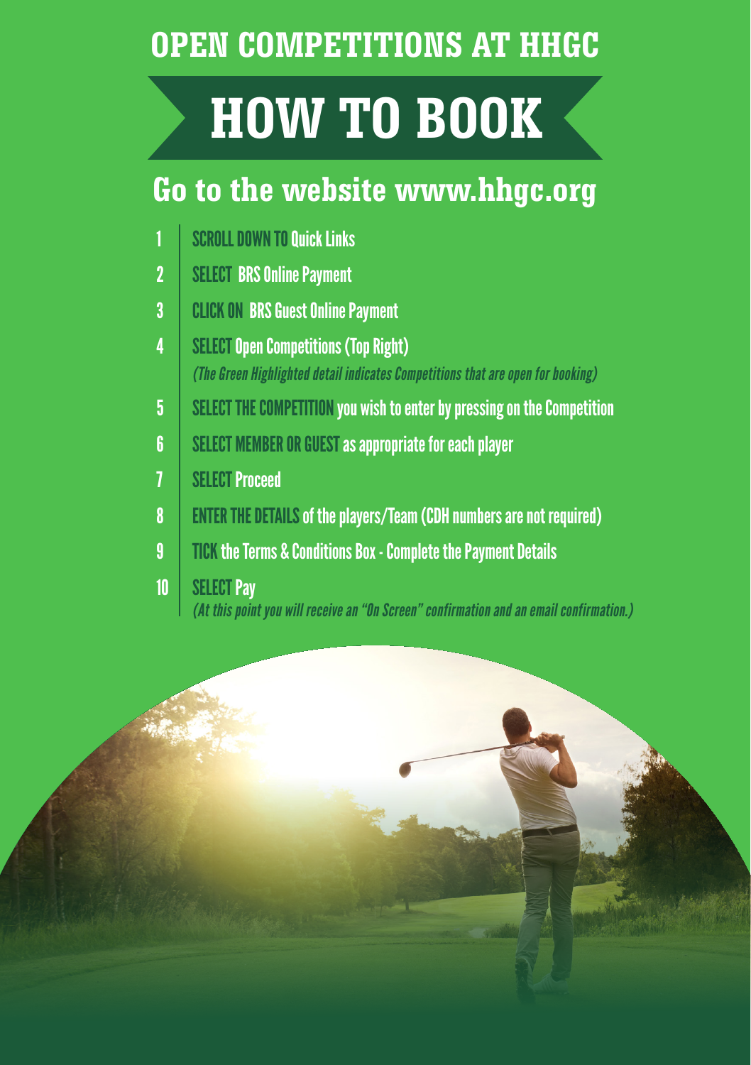## OPEN COMPETITIONS AT HHGC

# HOW TO BOOK

## Go to the website www.hhgc.org

1. SCROLL DOWN TO Quick Links
2. SELECT BRS Online Payment
3. CLICK ON BRS Guest Online Payment
4. SELECT Open Competitions (Top Right)
   *(The Green Highlighted detail indicates Competitions that are open for booking)*
5. SELECT THE COMPETITION you wish to enter by pressing on the Competition
6. SELECT MEMBER OR GUEST as appropriate for each player
7. SELECT Proceed
8. ENTER THE DETAILS of the players/Team (CDH numbers are not required)
9. TICK the Terms & Conditions Box - Complete the Payment Details
10. SELECT Pay
    *(At this point you will receive an "On Screen" confirmation and an email confirmation.)*